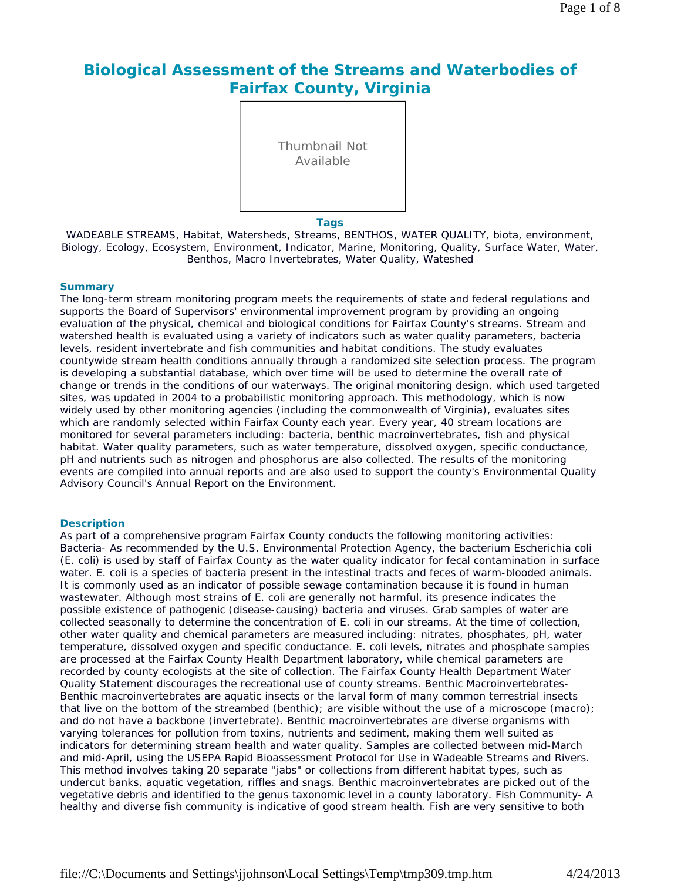# Biological Assessment of the Streams and Waterbodies of Fairfax County, Virginia

Thumbnail Not Available

**Tags**

WADEABLE STREAMS, Habitat, Watersheds, Streams, BENTHOS, WATER QUALITY, biota, environment, Biology, Ecology, Ecosystem, Environment, Indicator, Marine, Monitoring, Quality, Surface Water, Water, Benthos, Macro Invertebrates, Water Quality, Wateshed

## Summary

The long-term stream monitoring program meets the requirements of state and federal regulations and supports the Board of Supervisors' environmental improvement program by providing an ongoing evaluation of the physical, chemical and biological conditions for Fairfax County's streams. Stream and watershed health is evaluated using a variety of indicators such as water quality parameters, bacteria levels, resident invertebrate and fish communities and habitat conditions. The study evaluates countywide stream health conditions annually through a randomized site selection process. The program is developing a substantial database, which over time will be used to determine the overall rate of change or trends in the conditions of our waterways. The original monitoring design, which used targeted sites, was updated in 2004 to a probabilistic monitoring approach. This methodology, which is now widely used by other monitoring agencies (including the commonwealth of Virginia), evaluates sites which are randomly selected within Fairfax County each year. Every year, 40 stream locations are monitored for several parameters including: bacteria, benthic macroinvertebrates, fish and physical habitat. Water quality parameters, such as water temperature, dissolved oxygen, specific conductance, pH and nutrients such as nitrogen and phosphorus are also collected. The results of the monitoring events are compiled into annual reports and are also used to support the county's Environmental Quality Advisory Council's Annual Report on the Environment.

## Description

As part of a comprehensive program Fairfax County conducts the following monitoring activities: Bacteria- As recommended by the U.S. Environmental Protection Agency, the bacterium Escherichia coli (E. coli) is used by staff of Fairfax County as the water quality indicator for fecal contamination in surface water. E. coli is a species of bacteria present in the intestinal tracts and feces of warm-blooded animals. It is commonly used as an indicator of possible sewage contamination because it is found in human wastewater. Although most strains of E. coli are generally not harmful, its presence indicates the possible existence of pathogenic (disease-causing) bacteria and viruses. Grab samples of water are collected seasonally to determine the concentration of E. coli in our streams. At the time of collection, other water quality and chemical parameters are measured including: nitrates, phosphates, pH, water temperature, dissolved oxygen and specific conductance. E. coli levels, nitrates and phosphate samples are processed at the Fairfax County Health Department laboratory, while chemical parameters are recorded by county ecologists at the site of collection. The Fairfax County Health Department Water Quality Statement discourages the recreational use of county streams. Benthic Macroinvertebrates- Benthic macroinvertebrates are aquatic insects or the larval form of many common terrestrial insects that live on the bottom of the streambed (benthic); are visible without the use of a microscope (macro); and do not have a backbone (invertebrate). Benthic macroinvertebrates are diverse organisms with varying tolerances for pollution from toxins, nutrients and sediment, making them well suited as indicators for determining stream health and water quality. Samples are collected between mid-March and mid-April, using the USEPA Rapid Bioassessment Protocol for Use in Wadeable Streams and Rivers. This method involves taking 20 separate "jabs" or collections from different habitat types, such as undercut banks, aquatic vegetation, riffles and snags. Benthic macroinvertebrates are picked out of the vegetative debris and identified to the genus taxonomic level in a county laboratory. Fish Community- A healthy and diverse fish community is indicative of good stream health. Fish are very sensitive to both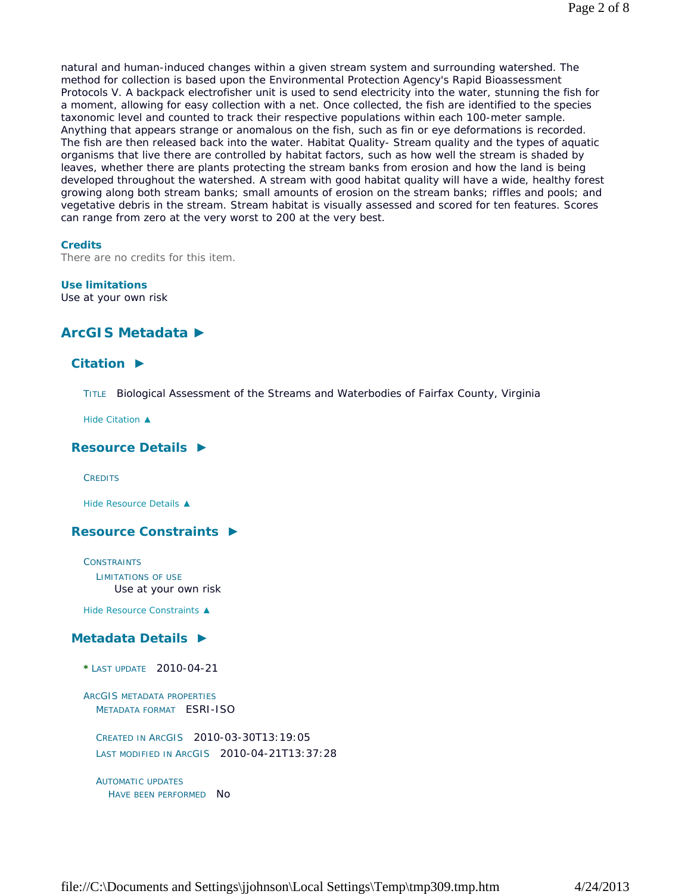natural and human-induced changes within a given stream system and surrounding watershed. The method for collection is based upon the Environmental Protection Agency's Rapid Bioassessment Protocols V. A backpack electrofisher unit is used to send electricity into the water, stunning the fish for a moment, allowing for easy collection with a net. Once collected, the fish are identified to the species taxonomic level and counted to track their respective populations within each 100-meter sample. Anything that appears strange or anomalous on the fish, such as fin or eye deformations is recorded. The fish are then released back into the water. Habitat Quality- Stream quality and the types of aquatic organisms that live there are controlled by habitat factors, such as how well the stream is shaded by leaves, whether there are plants protecting the stream banks from erosion and how the land is being developed throughout the watershed. A stream with good habitat quality will have a wide, healthy forest growing along both stream banks; small amounts of erosion on the stream banks; riffles and pools; and vegetative debris in the stream. Stream habitat is visually assessed and scored for ten features. Scores can range from zero at the very worst to 200 at the very best.

### Credits

There are no credits for this item.

### Use limitations

Use at your own risk

## ArcGIS Metadata ►

### Citation ►

TITLE Biological Assessment of the Streams and Waterbodies of Fairfax County, Virginia

Hide Citation ▲

### Resource Details ►

CREDITS

Hide Resource Details ▲

### Resource Constraints ►

CONSTRAINTS
  LIMITATIONS OF USE
    Use at your own risk

Hide Resource Constraints ▲

### Metadata Details ►

\* LAST UPDATE 2010-04-21

ARCGIS METADATA PROPERTIES
  METADATA FORMAT ESRI-ISO

  CREATED IN ARCGIS 2010-03-30T13:19:05
  LAST MODIFIED IN ARCGIS 2010-04-21T13:37:28

  AUTOMATIC UPDATES
    HAVE BEEN PERFORMED No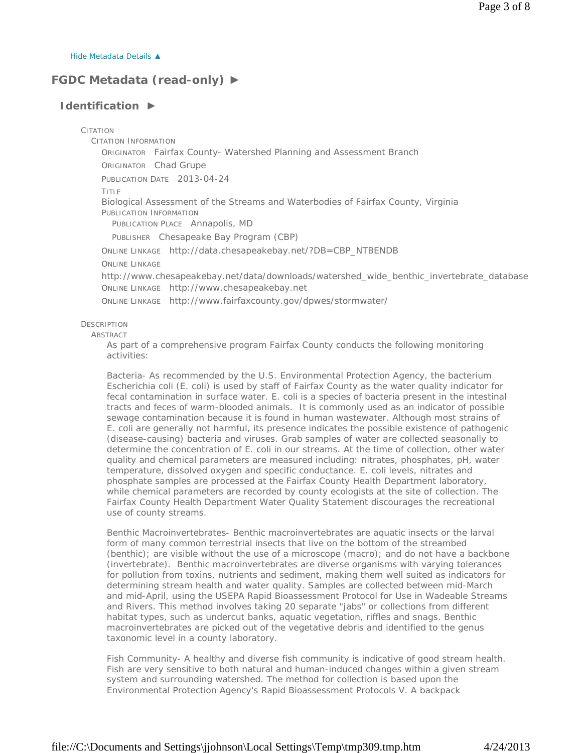Hide Metadata Details ▲

## FGDC Metadata (read-only) ►

### Identification ►

CITATION

CITATION INFORMATION

ORIGINATOR Fairfax County- Watershed Planning and Assessment Branch

ORIGINATOR Chad Grupe

PUBLICATION DATE 2013-04-24

TITLE

Biological Assessment of the Streams and Waterbodies of Fairfax County, Virginia

PUBLICATION INFORMATION

PUBLICATION PLACE Annapolis, MD

PUBLISHER Chesapeake Bay Program (CBP)

ONLINE LINKAGE http://data.chesapeakebay.net/?DB=CBP_NTBENDB

ONLINE LINKAGE

http://www.chesapeakebay.net/data/downloads/watershed_wide_benthic_invertebrate_database

ONLINE LINKAGE http://www.chesapeakebay.net

ONLINE LINKAGE http://www.fairfaxcounty.gov/dpwes/stormwater/

DESCRIPTION

ABSTRACT

As part of a comprehensive program Fairfax County conducts the following monitoring activities:

Bacteria- As recommended by the U.S. Environmental Protection Agency, the bacterium Escherichia coli (E. coli) is used by staff of Fairfax County as the water quality indicator for fecal contamination in surface water. E. coli is a species of bacteria present in the intestinal tracts and feces of warm-blooded animals. It is commonly used as an indicator of possible sewage contamination because it is found in human wastewater. Although most strains of E. coli are generally not harmful, its presence indicates the possible existence of pathogenic (disease-causing) bacteria and viruses. Grab samples of water are collected seasonally to determine the concentration of E. coli in our streams. At the time of collection, other water quality and chemical parameters are measured including: nitrates, phosphates, pH, water temperature, dissolved oxygen and specific conductance. E. coli levels, nitrates and phosphate samples are processed at the Fairfax County Health Department laboratory, while chemical parameters are recorded by county ecologists at the site of collection. The Fairfax County Health Department Water Quality Statement discourages the recreational use of county streams.

Benthic Macroinvertebrates- Benthic macroinvertebrates are aquatic insects or the larval form of many common terrestrial insects that live on the bottom of the streambed (benthic); are visible without the use of a microscope (macro); and do not have a backbone (invertebrate). Benthic macroinvertebrates are diverse organisms with varying tolerances for pollution from toxins, nutrients and sediment, making them well suited as indicators for determining stream health and water quality. Samples are collected between mid-March and mid-April, using the USEPA Rapid Bioassessment Protocol for Use in Wadeable Streams and Rivers. This method involves taking 20 separate "jabs" or collections from different habitat types, such as undercut banks, aquatic vegetation, riffles and snags. Benthic macroinvertebrates are picked out of the vegetative debris and identified to the genus taxonomic level in a county laboratory.

Fish Community- A healthy and diverse fish community is indicative of good stream health. Fish are very sensitive to both natural and human-induced changes within a given stream system and surrounding watershed. The method for collection is based upon the Environmental Protection Agency's Rapid Bioassessment Protocols V. A backpack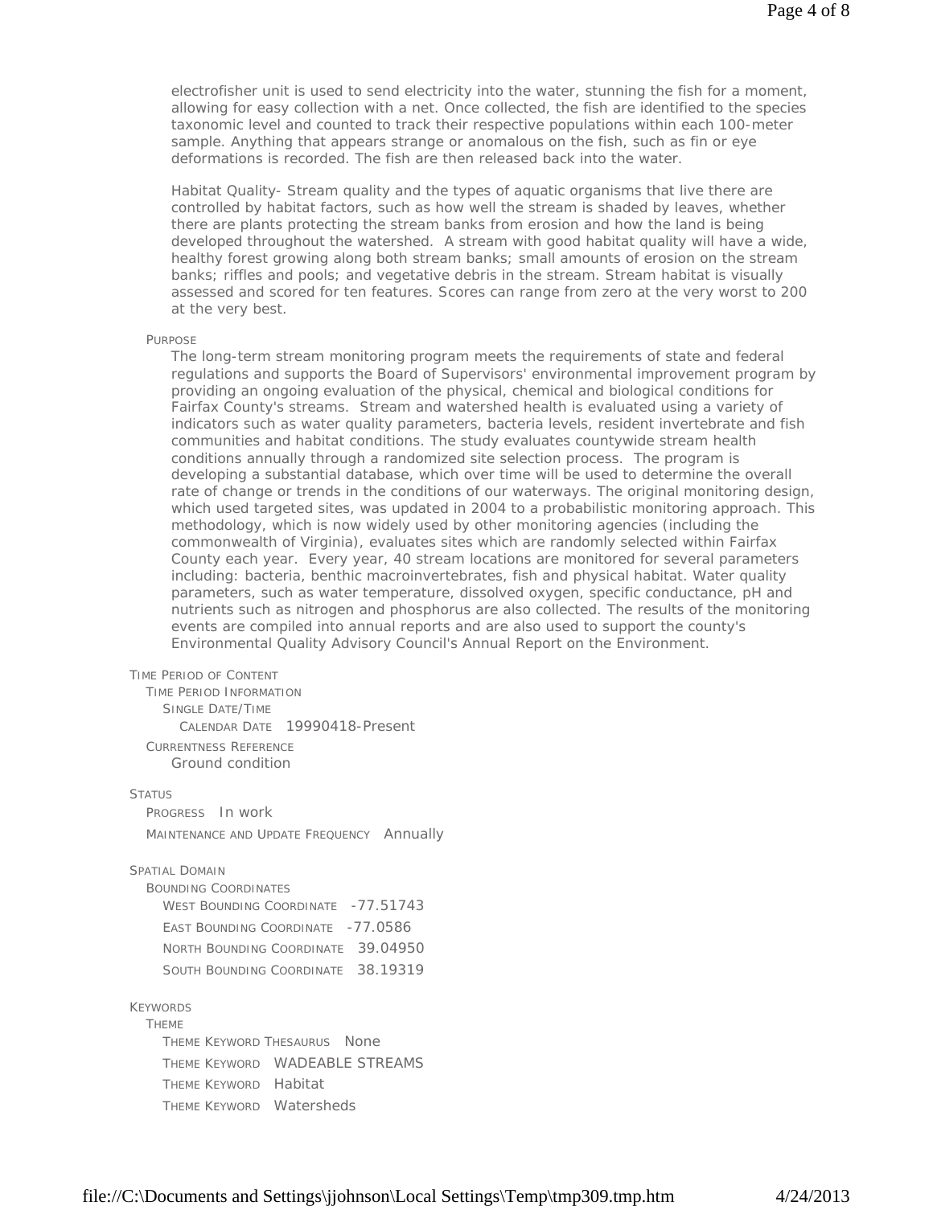electrofisher unit is used to send electricity into the water, stunning the fish for a moment, allowing for easy collection with a net. Once collected, the fish are identified to the species taxonomic level and counted to track their respective populations within each 100-meter sample. Anything that appears strange or anomalous on the fish, such as fin or eye deformations is recorded. The fish are then released back into the water.

Habitat Quality- Stream quality and the types of aquatic organisms that live there are controlled by habitat factors, such as how well the stream is shaded by leaves, whether there are plants protecting the stream banks from erosion and how the land is being developed throughout the watershed. A stream with good habitat quality will have a wide, healthy forest growing along both stream banks; small amounts of erosion on the stream banks; riffles and pools; and vegetative debris in the stream. Stream habitat is visually assessed and scored for ten features. Scores can range from zero at the very worst to 200 at the very best.

PURPOSE

The long-term stream monitoring program meets the requirements of state and federal regulations and supports the Board of Supervisors' environmental improvement program by providing an ongoing evaluation of the physical, chemical and biological conditions for Fairfax County's streams. Stream and watershed health is evaluated using a variety of indicators such as water quality parameters, bacteria levels, resident invertebrate and fish communities and habitat conditions. The study evaluates countywide stream health conditions annually through a randomized site selection process. The program is developing a substantial database, which over time will be used to determine the overall rate of change or trends in the conditions of our waterways. The original monitoring design, which used targeted sites, was updated in 2004 to a probabilistic monitoring approach. This methodology, which is now widely used by other monitoring agencies (including the commonwealth of Virginia), evaluates sites which are randomly selected within Fairfax County each year. Every year, 40 stream locations are monitored for several parameters including: bacteria, benthic macroinvertebrates, fish and physical habitat. Water quality parameters, such as water temperature, dissolved oxygen, specific conductance, pH and nutrients such as nitrogen and phosphorus are also collected. The results of the monitoring events are compiled into annual reports and are also used to support the county's Environmental Quality Advisory Council's Annual Report on the Environment.

TIME PERIOD OF CONTENT
- TIME PERIOD INFORMATION
  - SINGLE DATE/TIME
    - CALENDAR DATE 19990418-Present
- CURRENTNESS REFERENCE
  - Ground condition

STATUS
- PROGRESS In work
- MAINTENANCE AND UPDATE FREQUENCY Annually

SPATIAL DOMAIN
- BOUNDING COORDINATES
  - WEST BOUNDING COORDINATE -77.51743
  - EAST BOUNDING COORDINATE -77.0586
  - NORTH BOUNDING COORDINATE 39.04950
  - SOUTH BOUNDING COORDINATE 38.19319

KEYWORDS
- THEME
  - THEME KEYWORD THESAURUS None
  - THEME KEYWORD WADEABLE STREAMS
  - THEME KEYWORD Habitat
  - THEME KEYWORD Watersheds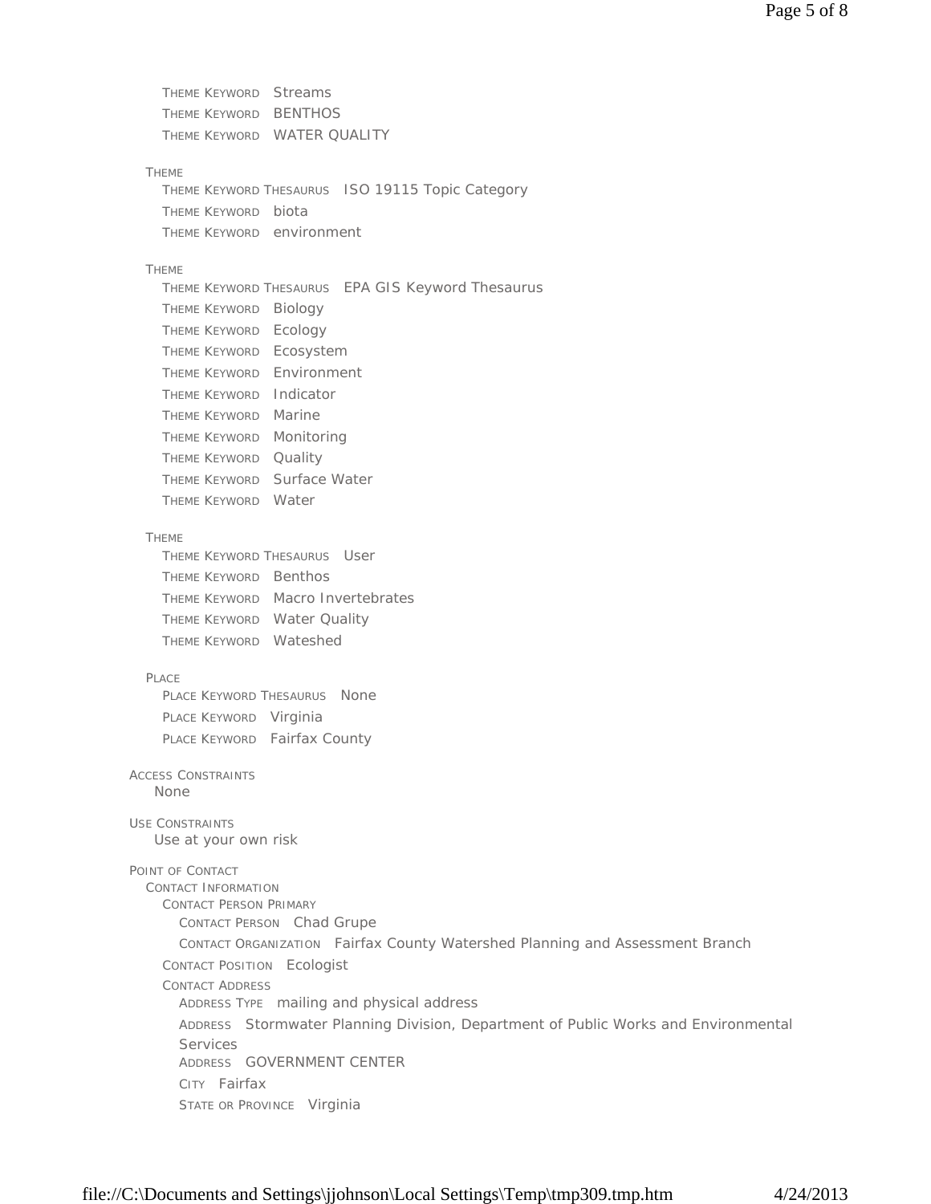THEME KEYWORD Streams
THEME KEYWORD BENTHOS
THEME KEYWORD WATER QUALITY

THEME
- THEME KEYWORD THESAURUS ISO 19115 Topic Category
- THEME KEYWORD biota
- THEME KEYWORD environment

THEME
- THEME KEYWORD THESAURUS EPA GIS Keyword Thesaurus
- THEME KEYWORD Biology
- THEME KEYWORD Ecology
- THEME KEYWORD Ecosystem
- THEME KEYWORD Environment
- THEME KEYWORD Indicator
- THEME KEYWORD Marine
- THEME KEYWORD Monitoring
- THEME KEYWORD Quality
- THEME KEYWORD Surface Water
- THEME KEYWORD Water

THEME
- THEME KEYWORD THESAURUS User
- THEME KEYWORD Benthos
- THEME KEYWORD Macro Invertebrates
- THEME KEYWORD Water Quality
- THEME KEYWORD Wateshed

PLACE
- PLACE KEYWORD THESAURUS None
- PLACE KEYWORD Virginia
- PLACE KEYWORD Fairfax County

ACCESS CONSTRAINTS
None

USE CONSTRAINTS
Use at your own risk

POINT OF CONTACT
- CONTACT INFORMATION
  - CONTACT PERSON PRIMARY
    - CONTACT PERSON Chad Grupe
    - CONTACT ORGANIZATION Fairfax County Watershed Planning and Assessment Branch
  - CONTACT POSITION Ecologist
  - CONTACT ADDRESS
    - ADDRESS TYPE mailing and physical address
    - ADDRESS Stormwater Planning Division, Department of Public Works and Environmental Services
    - ADDRESS GOVERNMENT CENTER
    - CITY Fairfax
    - STATE OR PROVINCE Virginia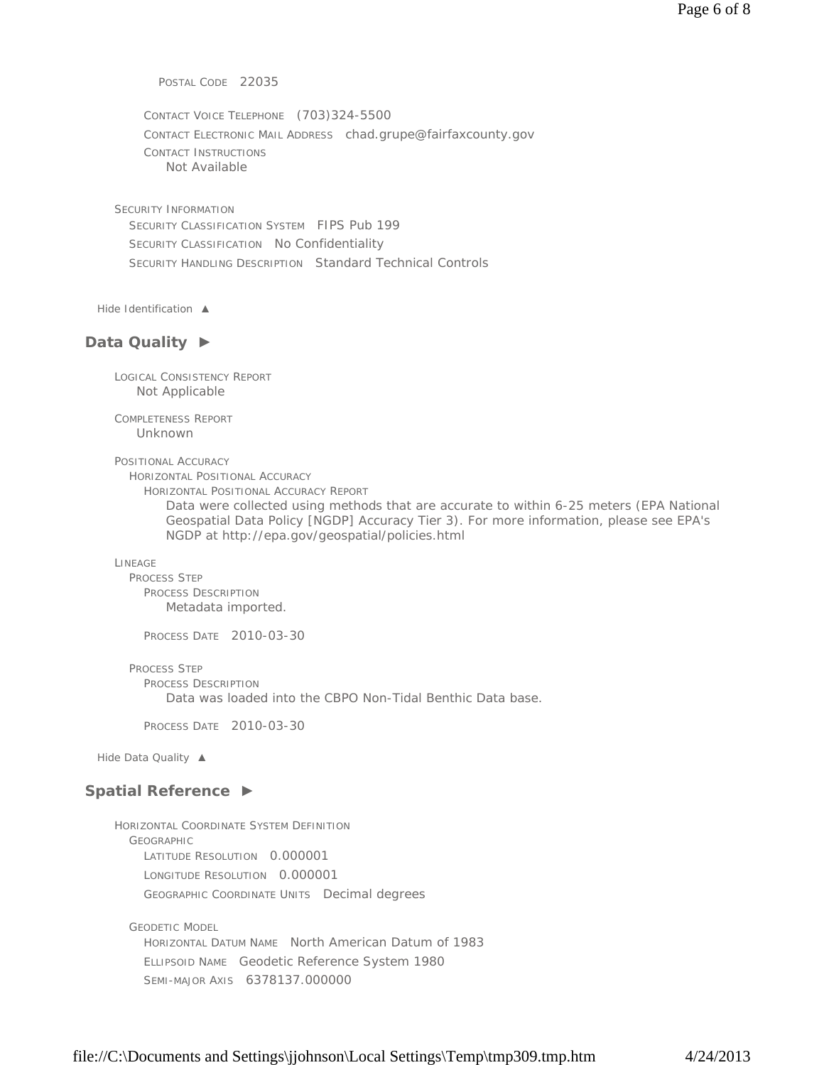POSTAL CODE 22035

CONTACT VOICE TELEPHONE (703)324-5500

CONTACT ELECTRONIC MAIL ADDRESS chad.grupe@fairfaxcounty.gov

CONTACT INSTRUCTIONS
Not Available

SECURITY INFORMATION

SECURITY CLASSIFICATION SYSTEM FIPS Pub 199

SECURITY CLASSIFICATION No Confidentiality

SECURITY HANDLING DESCRIPTION Standard Technical Controls

Hide Identification ▲

## Data Quality ►

LOGICAL CONSISTENCY REPORT
Not Applicable

COMPLETENESS REPORT
Unknown

POSITIONAL ACCURACY

HORIZONTAL POSITIONAL ACCURACY

HORIZONTAL POSITIONAL ACCURACY REPORT
Data were collected using methods that are accurate to within 6-25 meters (EPA National Geospatial Data Policy [NGDP] Accuracy Tier 3). For more information, please see EPA's NGDP at http://epa.gov/geospatial/policies.html

LINEAGE

PROCESS STEP

PROCESS DESCRIPTION
Metadata imported.

PROCESS DATE 2010-03-30

PROCESS STEP

PROCESS DESCRIPTION
Data was loaded into the CBPO Non-Tidal Benthic Data base.

PROCESS DATE 2010-03-30

Hide Data Quality ▲

## Spatial Reference ►

HORIZONTAL COORDINATE SYSTEM DEFINITION

GEOGRAPHIC

LATITUDE RESOLUTION 0.000001

LONGITUDE RESOLUTION 0.000001

GEOGRAPHIC COORDINATE UNITS Decimal degrees

GEODETIC MODEL

HORIZONTAL DATUM NAME North American Datum of 1983

ELLIPSOID NAME Geodetic Reference System 1980

SEMI-MAJOR AXIS 6378137.000000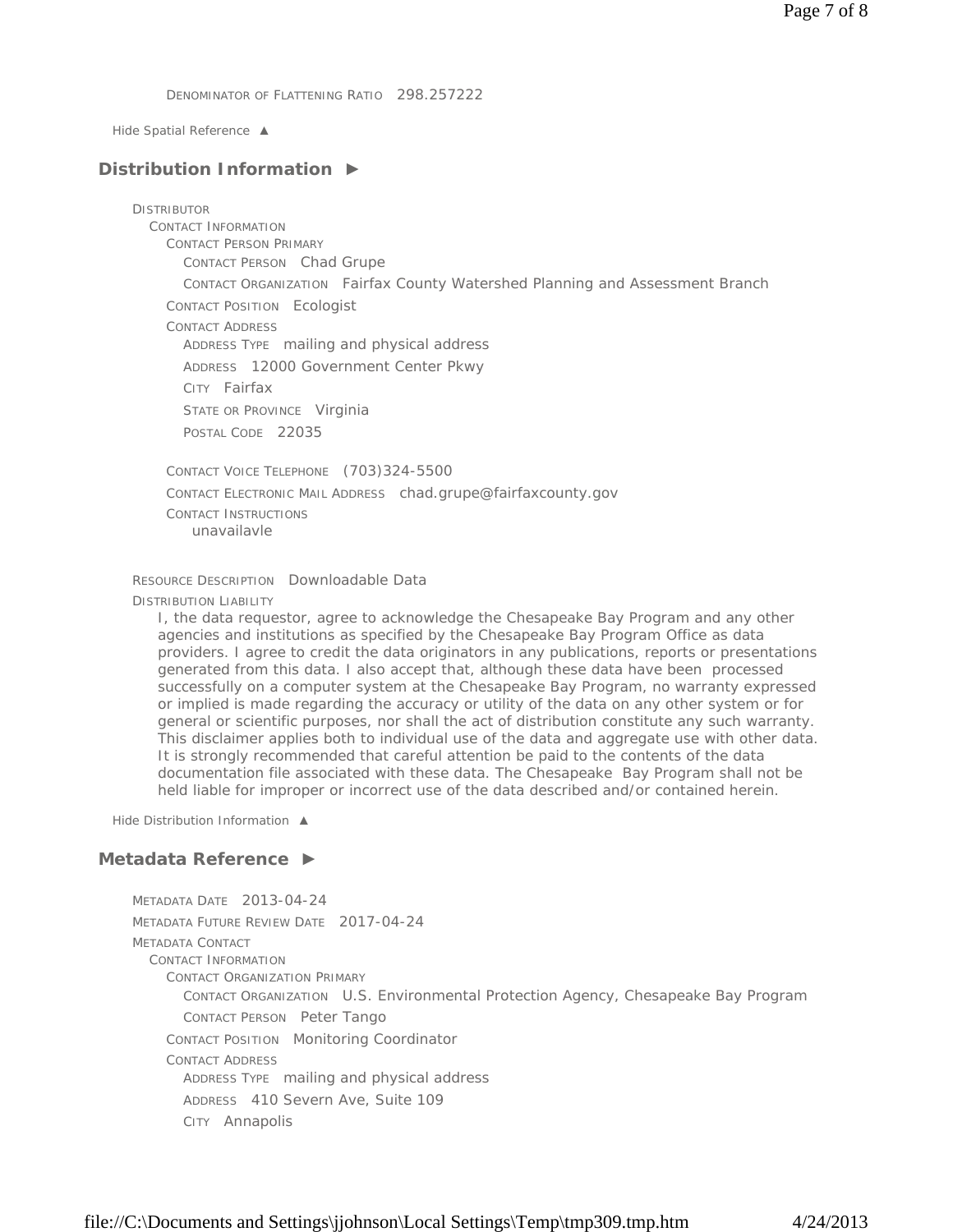DENOMINATOR OF FLATTENING RATIO 298.257222

Hide Spatial Reference ▲

## Distribution Information ►

DISTRIBUTOR
- CONTACT INFORMATION
  - CONTACT PERSON PRIMARY
    - CONTACT PERSON Chad Grupe
    - CONTACT ORGANIZATION Fairfax County Watershed Planning and Assessment Branch
  - CONTACT POSITION Ecologist
  - CONTACT ADDRESS
    - ADDRESS TYPE mailing and physical address
    - ADDRESS 12000 Government Center Pkwy
    - CITY Fairfax
    - STATE OR PROVINCE Virginia
    - POSTAL CODE 22035
  - CONTACT VOICE TELEPHONE (703)324-5500
  - CONTACT ELECTRONIC MAIL ADDRESS chad.grupe@fairfaxcounty.gov
  - CONTACT INSTRUCTIONS
    unavailavle

RESOURCE DESCRIPTION Downloadable Data

DISTRIBUTION LIABILITY

I, the data requestor, agree to acknowledge the Chesapeake Bay Program and any other agencies and institutions as specified by the Chesapeake Bay Program Office as data providers. I agree to credit the data originators in any publications, reports or presentations generated from this data. I also accept that, although these data have been processed successfully on a computer system at the Chesapeake Bay Program, no warranty expressed or implied is made regarding the accuracy or utility of the data on any other system or for general or scientific purposes, nor shall the act of distribution constitute any such warranty. This disclaimer applies both to individual use of the data and aggregate use with other data. It is strongly recommended that careful attention be paid to the contents of the data documentation file associated with these data. The Chesapeake Bay Program shall not be held liable for improper or incorrect use of the data described and/or contained herein.

Hide Distribution Information ▲

## Metadata Reference ►

METADATA DATE 2013-04-24

METADATA FUTURE REVIEW DATE 2017-04-24

METADATA CONTACT
- CONTACT INFORMATION
  - CONTACT ORGANIZATION PRIMARY
    - CONTACT ORGANIZATION U.S. Environmental Protection Agency, Chesapeake Bay Program
    - CONTACT PERSON Peter Tango
  - CONTACT POSITION Monitoring Coordinator
  - CONTACT ADDRESS
    - ADDRESS TYPE mailing and physical address
    - ADDRESS 410 Severn Ave, Suite 109
    - CITY Annapolis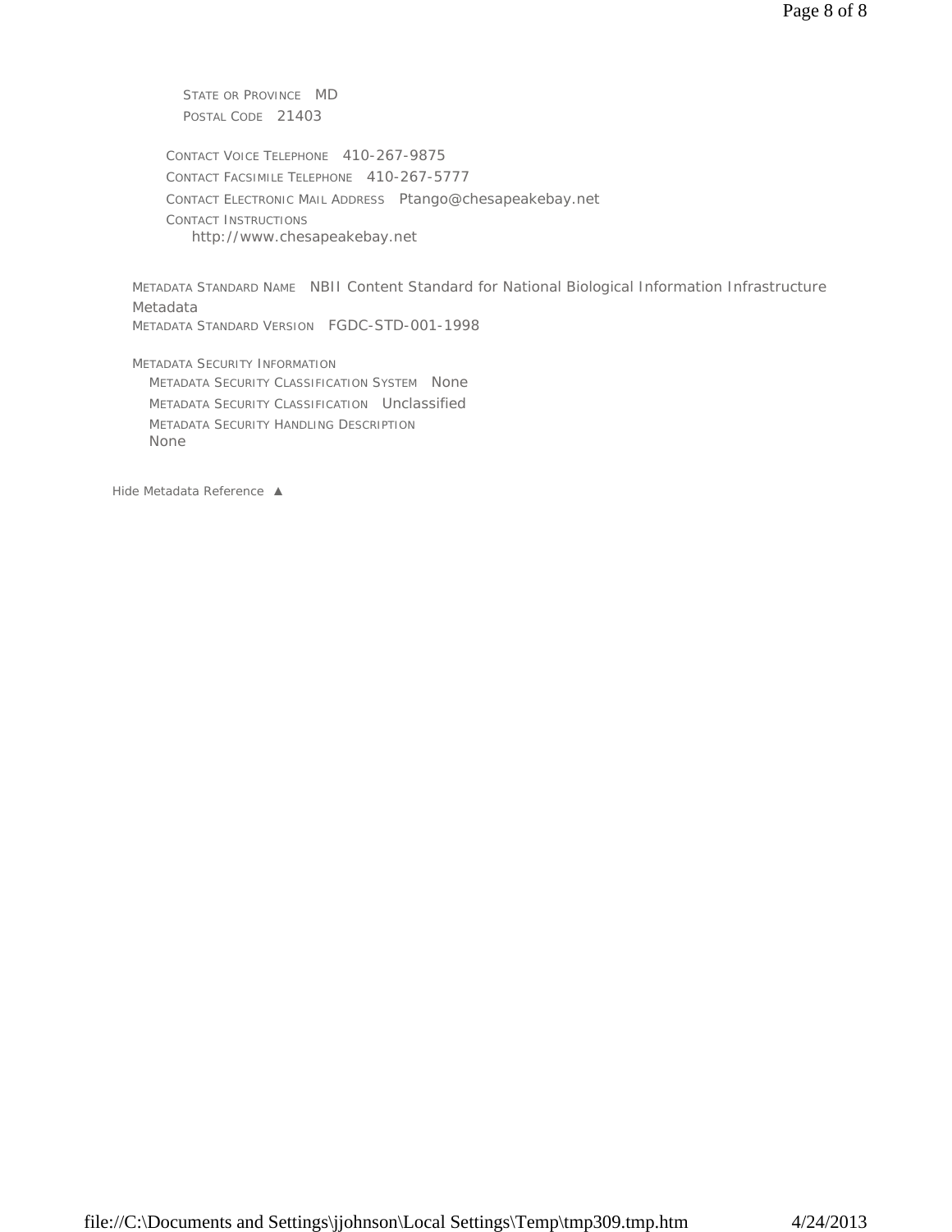STATE OR PROVINCE MD
POSTAL CODE 21403

CONTACT VOICE TELEPHONE 410-267-9875
CONTACT FACSIMILE TELEPHONE 410-267-5777
CONTACT ELECTRONIC MAIL ADDRESS Ptango@chesapeakebay.net
CONTACT INSTRUCTIONS
http://www.chesapeakebay.net

METADATA STANDARD NAME NBII Content Standard for National Biological Information Infrastructure Metadata
METADATA STANDARD VERSION FGDC-STD-001-1998

METADATA SECURITY INFORMATION
METADATA SECURITY CLASSIFICATION SYSTEM None
METADATA SECURITY CLASSIFICATION Unclassified
METADATA SECURITY HANDLING DESCRIPTION
None

Hide Metadata Reference ▲